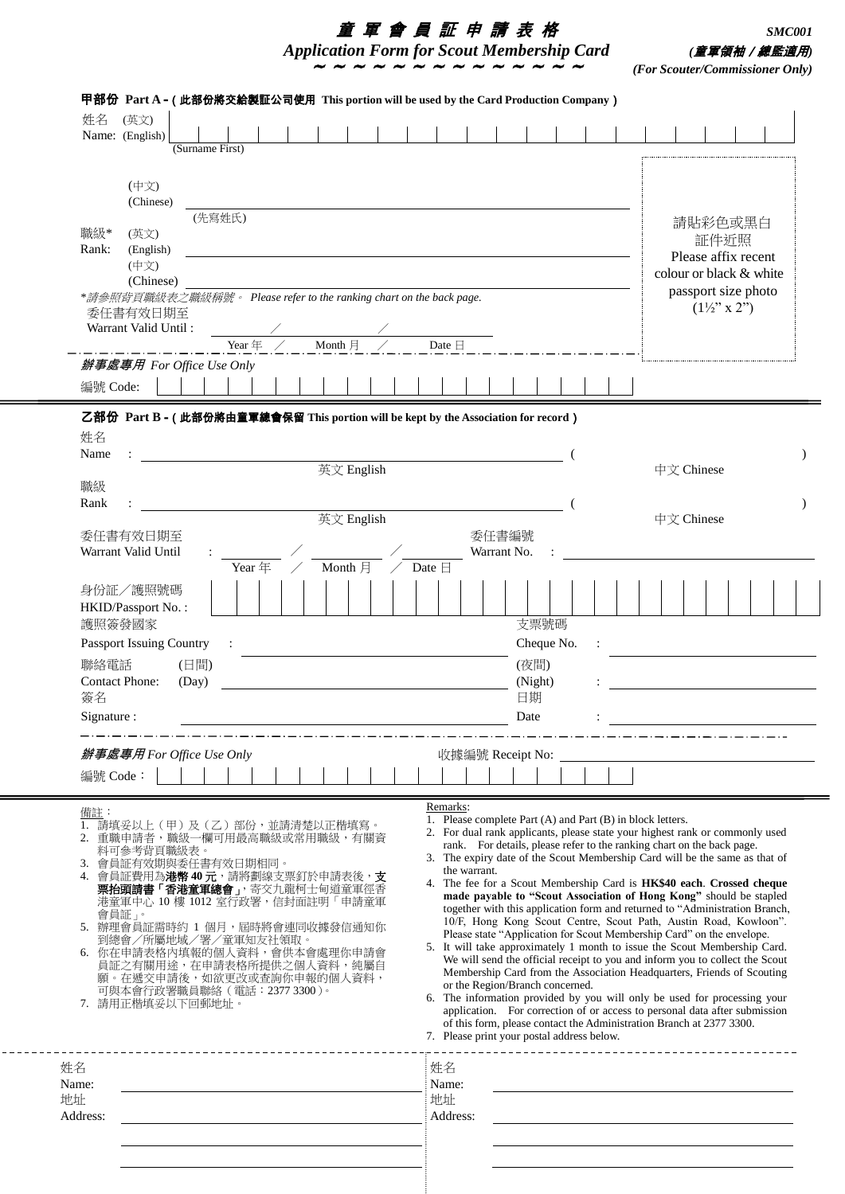# 童軍會員証申請表格

## Application Form for Scout Membership Card

～～～～～～～～～～～～～～

**SMC001**

***(童軍領袖／總監適用)***

***(For Scouter/Commissioner Only)***

**甲部份 Part A - ( 此部份將交給製証公司使用 This portion will be used by the Card Production Company )**

姓名 (英文)
Name: (English) | | | | | | | | | | | | | | | | | | | | | | | | | | | |
(Surname First)

(中文)
(Chinese) ______________________________
(先寫姓氏)

職級* (英文)
Rank: (English) ______________________________
(中文)
(Chinese) ______________________________

*請參照背頁職級表之職級稱號。 Please refer to the ranking chart on the back page.*

委任書有效日期至
Warrant Valid Until : ______ ／ ______ ／ ______
Year 年 ／ Month 月 ／ Date 日

請貼彩色或黑白
証件近照
Please affix recent colour or black & white passport size photo
(1½" x 2")

***辦事處專用 For Office Use Only***

編號 Code: | | | | | | | | | | | | | | | | | | | | |

---

**乙部份 Part B - ( 此部份將由童軍總會保留 This portion will be kept by the Association for record )**

姓名
Name : ______________________________ ( ______________ )
英文 English 中文 Chinese

職級
Rank : ______________________________ ( ______________ )
英文 English 中文 Chinese

委任書有效日期至
Warrant Valid Until : ______ ／ ______ ／ ______
Year 年 ／ Month 月 ／ Date 日

委任書編號
Warrant No. : ______________________________

身份証／護照號碼
HKID/Passport No. : | | | | | | | | | | | | | | | | | | | | | | | | | | |

護照簽發國家
Passport Issuing Country : ______________________________

支票號碼
Cheque No. : ______________________________

聯絡電話 (日間)
Contact Phone: (Day) ______________________________

(夜間)
(Night) : ______________________________

簽名
Signature : ______________________________

日期
Date : ______________________________

***辦事處專用 For Office Use Only***

收據編號 Receipt No: ______________________________

編號 Code： | | | | | | | | | | | | | | | | | | | | |

---

備註：

1. 請填妥以上（甲）及（乙）部份，並請清楚以正楷填寫。
2. 重職申請者，職級一欄可用最高職級或常用職級，有關資料可參考背頁職級表。
3. 會員証有效期與委任書有效日期相同。
4. 會員証費用為**港幣 40 元**，請將劃線支票釘於申請表後，**支票抬頭請書「香港童軍總會」**，寄交九龍柯士甸道童軍徑香港童軍中心 10 樓 1012 室行政署，信封面註明「申請童軍會員証」。
5. 辦理會員証需時約 1 個月，屆時將會連同收據發信通知你到總會／所屬地域／署／童軍知友社領取。
6. 你在申請表格內填報的個人資料，會供本會處理你申請會員証之有關用途，在申請表格所提供之個人資料，純屬自願。在遞交申請後，如欲更改或查詢你申報的個人資料，可與本會行政署職員聯絡（電話：2377 3300）。
7. 請用正楷填妥以下回郵地址。

Remarks:

1. Please complete Part (A) and Part (B) in block letters.
2. For dual rank applicants, please state your highest rank or commonly used rank. For details, please refer to the ranking chart on the back page.
3. The expiry date of the Scout Membership Card will be the same as that of the warrant.
4. The fee for a Scout Membership Card is **HK$40 each**. **Crossed cheque made payable to "Scout Association of Hong Kong"** should be stapled together with this application form and returned to "Administration Branch, 10/F, Hong Kong Scout Centre, Scout Path, Austin Road, Kowloon". Please state "Application for Scout Membership Card" on the envelope.
5. It will take approximately 1 month to issue the Scout Membership Card. We will send the official receipt to you and inform you to collect the Scout Membership Card from the Association Headquarters, Friends of Scouting or the Region/Branch concerned.
6. The information provided by you will only be used for processing your application. For correction of or access to personal data after submission of this form, please contact the Administration Branch at 2377 3300.
7. Please print your postal address below.

---

姓名
Name: ______________________________
地址
Address: ______________________________
______________________________
______________________________

姓名
Name: ______________________________
地址
Address: ______________________________
______________________________
______________________________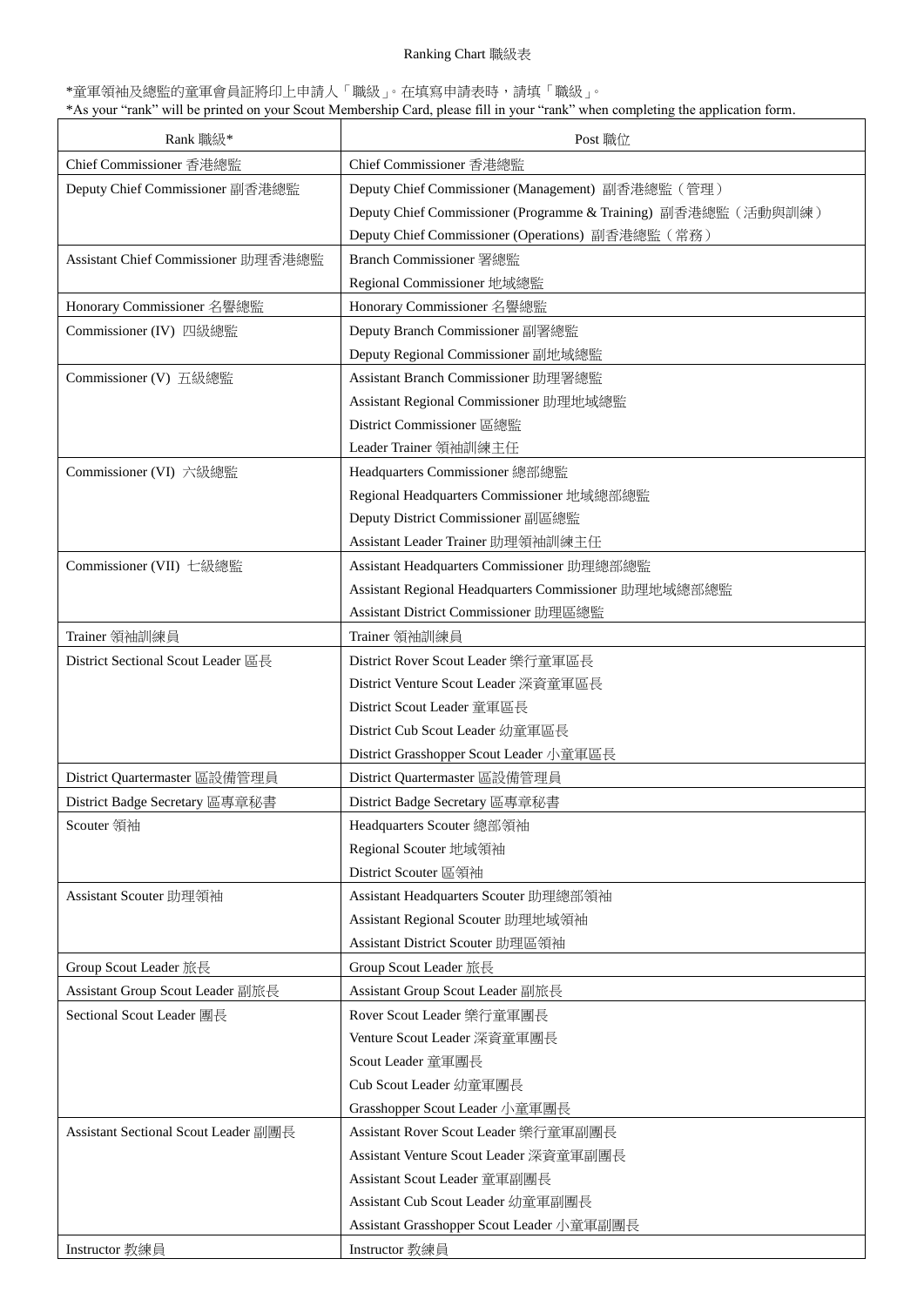Ranking Chart 職級表

*童軍領袖及總監的童軍會員証將印上申請人「職級」。在填寫申請表時，請填「職級」。
*As your "rank" will be printed on your Scout Membership Card, please fill in your "rank" when completing the application form.

| Rank 職級* | Post 職位 |
|---|---|
| Chief Commissioner 香港總監 | Chief Commissioner 香港總監 |
| Deputy Chief Commissioner 副香港總監 | Deputy Chief Commissioner (Management) 副香港總監（管理） |
| | Deputy Chief Commissioner (Programme & Training) 副香港總監（活動與訓練） |
| | Deputy Chief Commissioner (Operations) 副香港總監（常務） |
| Assistant Chief Commissioner 助理香港總監 | Branch Commissioner 署總監 |
| | Regional Commissioner 地域總監 |
| Honorary Commissioner 名譽總監 | Honorary Commissioner 名譽總監 |
| Commissioner (IV) 四級總監 | Deputy Branch Commissioner 副署總監 |
| | Deputy Regional Commissioner 副地域總監 |
| Commissioner (V) 五級總監 | Assistant Branch Commissioner 助理署總監 |
| | Assistant Regional Commissioner 助理地域總監 |
| | District Commissioner 區總監 |
| | Leader Trainer 領袖訓練主任 |
| Commissioner (VI) 六級總監 | Headquarters Commissioner 總部總監 |
| | Regional Headquarters Commissioner 地域總部總監 |
| | Deputy District Commissioner 副區總監 |
| | Assistant Leader Trainer 助理領袖訓練主任 |
| Commissioner (VII) 七級總監 | Assistant Headquarters Commissioner 助理總部總監 |
| | Assistant Regional Headquarters Commissioner 助理地域總部總監 |
| | Assistant District Commissioner 助理區總監 |
| Trainer 領袖訓練員 | Trainer 領袖訓練員 |
| District Sectional Scout Leader 區長 | District Rover Scout Leader 樂行童軍區長 |
| | District Venture Scout Leader 深資童軍區長 |
| | District Scout Leader 童軍區長 |
| | District Cub Scout Leader 幼童軍區長 |
| | District Grasshopper Scout Leader 小童軍區長 |
| District Quartermaster 區設備管理員 | District Quartermaster 區設備管理員 |
| District Badge Secretary 區專章秘書 | District Badge Secretary 區專章秘書 |
| Scouter 領袖 | Headquarters Scouter 總部領袖 |
| | Regional Scouter 地域領袖 |
| | District Scouter 區領袖 |
| Assistant Scouter 助理領袖 | Assistant Headquarters Scouter 助理總部領袖 |
| | Assistant Regional Scouter 助理地域領袖 |
| | Assistant District Scouter 助理區領袖 |
| Group Scout Leader 旅長 | Group Scout Leader 旅長 |
| Assistant Group Scout Leader 副旅長 | Assistant Group Scout Leader 副旅長 |
| Sectional Scout Leader 團長 | Rover Scout Leader 樂行童軍團長 |
| | Venture Scout Leader 深資童軍團長 |
| | Scout Leader 童軍團長 |
| | Cub Scout Leader 幼童軍團長 |
| | Grasshopper Scout Leader 小童軍團長 |
| Assistant Sectional Scout Leader 副團長 | Assistant Rover Scout Leader 樂行童軍副團長 |
| | Assistant Venture Scout Leader 深資童軍副團長 |
| | Assistant Scout Leader 童軍副團長 |
| | Assistant Cub Scout Leader 幼童軍副團長 |
| | Assistant Grasshopper Scout Leader 小童軍副團長 |
| Instructor 教練員 | Instructor 教練員 |